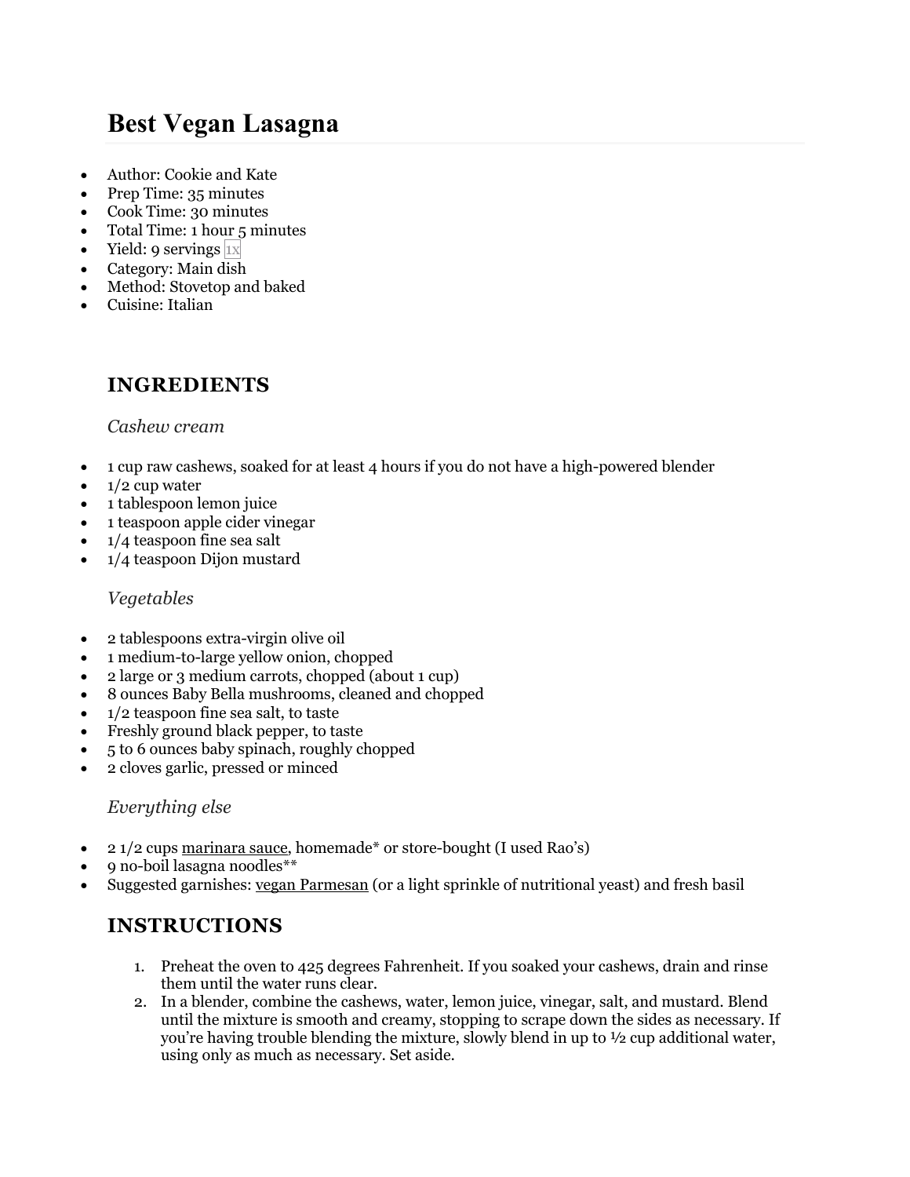# Best Vegan Lasagna

- Author: Cookie and Kate
- Prep Time: 35 minutes
- Cook Time: 30 minutes
- Total Time: 1 hour 5 minutes
- Yield: 9 servings 1x
- Category: Main dish
- Method: Stovetop and baked
- Cuisine: Italian

## INGREDIENTS

*Cashew cream*

- 1 cup raw cashews, soaked for at least 4 hours if you do not have a high-powered blender
- 1/2 cup water
- 1 tablespoon lemon juice
- 1 teaspoon apple cider vinegar
- 1/4 teaspoon fine sea salt
- 1/4 teaspoon Dijon mustard

*Vegetables*

- 2 tablespoons extra-virgin olive oil
- 1 medium-to-large yellow onion, chopped
- 2 large or 3 medium carrots, chopped (about 1 cup)
- 8 ounces Baby Bella mushrooms, cleaned and chopped
- 1/2 teaspoon fine sea salt, to taste
- Freshly ground black pepper, to taste
- 5 to 6 ounces baby spinach, roughly chopped
- 2 cloves garlic, pressed or minced

*Everything else*

- 2 1/2 cups marinara sauce, homemade* or store-bought (I used Rao's)
- 9 no-boil lasagna noodles**
- Suggested garnishes: vegan Parmesan (or a light sprinkle of nutritional yeast) and fresh basil

## INSTRUCTIONS

1. Preheat the oven to 425 degrees Fahrenheit. If you soaked your cashews, drain and rinse them until the water runs clear.
2. In a blender, combine the cashews, water, lemon juice, vinegar, salt, and mustard. Blend until the mixture is smooth and creamy, stopping to scrape down the sides as necessary. If you're having trouble blending the mixture, slowly blend in up to ½ cup additional water, using only as much as necessary. Set aside.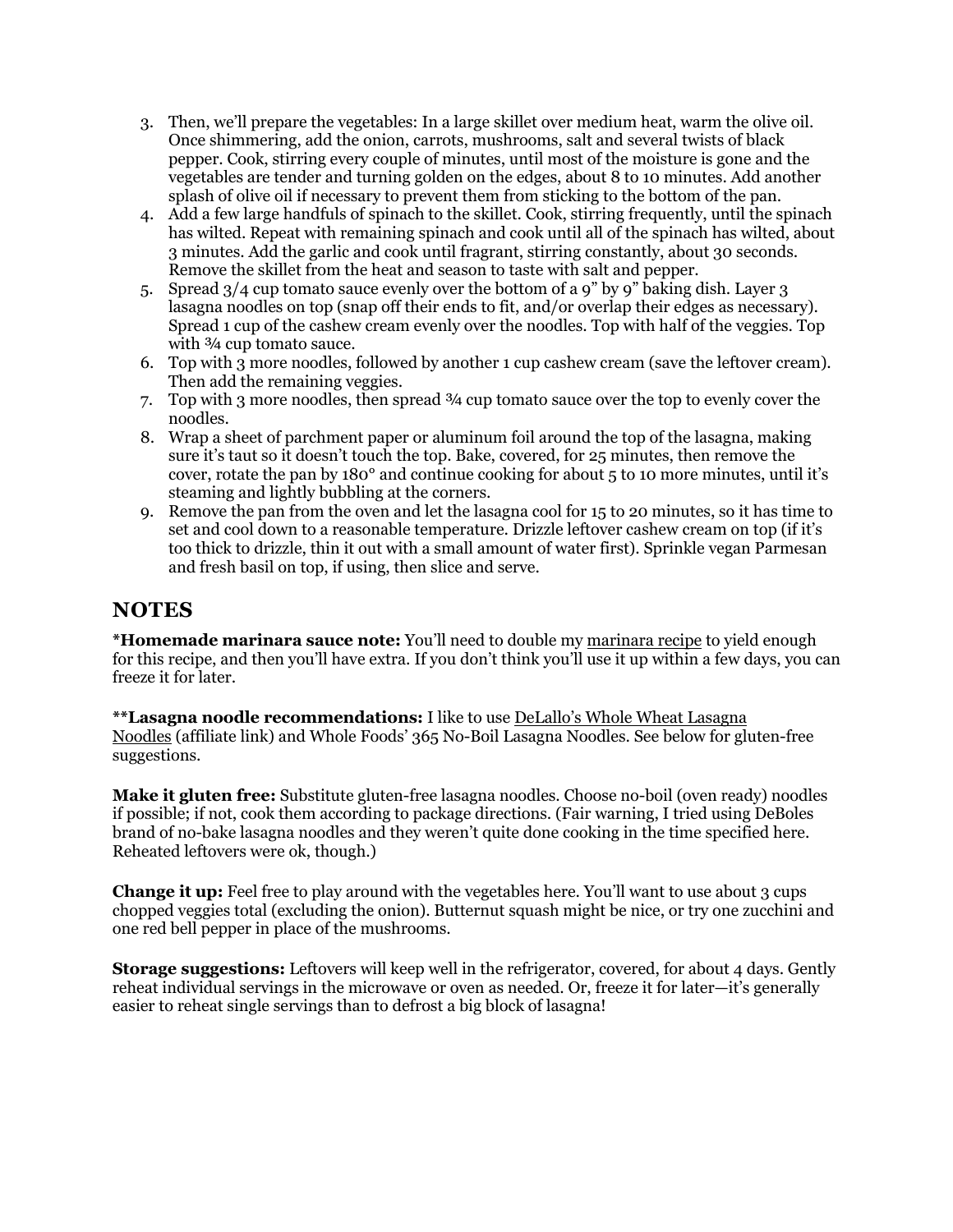3. Then, we'll prepare the vegetables: In a large skillet over medium heat, warm the olive oil. Once shimmering, add the onion, carrots, mushrooms, salt and several twists of black pepper. Cook, stirring every couple of minutes, until most of the moisture is gone and the vegetables are tender and turning golden on the edges, about 8 to 10 minutes. Add another splash of olive oil if necessary to prevent them from sticking to the bottom of the pan.
4. Add a few large handfuls of spinach to the skillet. Cook, stirring frequently, until the spinach has wilted. Repeat with remaining spinach and cook until all of the spinach has wilted, about 3 minutes. Add the garlic and cook until fragrant, stirring constantly, about 30 seconds. Remove the skillet from the heat and season to taste with salt and pepper.
5. Spread 3/4 cup tomato sauce evenly over the bottom of a 9" by 9" baking dish. Layer 3 lasagna noodles on top (snap off their ends to fit, and/or overlap their edges as necessary). Spread 1 cup of the cashew cream evenly over the noodles. Top with half of the veggies. Top with ¾ cup tomato sauce.
6. Top with 3 more noodles, followed by another 1 cup cashew cream (save the leftover cream). Then add the remaining veggies.
7. Top with 3 more noodles, then spread ¾ cup tomato sauce over the top to evenly cover the noodles.
8. Wrap a sheet of parchment paper or aluminum foil around the top of the lasagna, making sure it's taut so it doesn't touch the top. Bake, covered, for 25 minutes, then remove the cover, rotate the pan by 180° and continue cooking for about 5 to 10 more minutes, until it's steaming and lightly bubbling at the corners.
9. Remove the pan from the oven and let the lasagna cool for 15 to 20 minutes, so it has time to set and cool down to a reasonable temperature. Drizzle leftover cashew cream on top (if it's too thick to drizzle, thin it out with a small amount of water first). Sprinkle vegan Parmesan and fresh basil on top, if using, then slice and serve.

## NOTES

**\*Homemade marinara sauce note:** You'll need to double my marinara recipe to yield enough for this recipe, and then you'll have extra. If you don't think you'll use it up within a few days, you can freeze it for later.

**\*\*Lasagna noodle recommendations:** I like to use DeLallo's Whole Wheat Lasagna Noodles (affiliate link) and Whole Foods' 365 No-Boil Lasagna Noodles. See below for gluten-free suggestions.

**Make it gluten free:** Substitute gluten-free lasagna noodles. Choose no-boil (oven ready) noodles if possible; if not, cook them according to package directions. (Fair warning, I tried using DeBoles brand of no-bake lasagna noodles and they weren't quite done cooking in the time specified here. Reheated leftovers were ok, though.)

**Change it up:** Feel free to play around with the vegetables here. You'll want to use about 3 cups chopped veggies total (excluding the onion). Butternut squash might be nice, or try one zucchini and one red bell pepper in place of the mushrooms.

**Storage suggestions:** Leftovers will keep well in the refrigerator, covered, for about 4 days. Gently reheat individual servings in the microwave or oven as needed. Or, freeze it for later—it's generally easier to reheat single servings than to defrost a big block of lasagna!